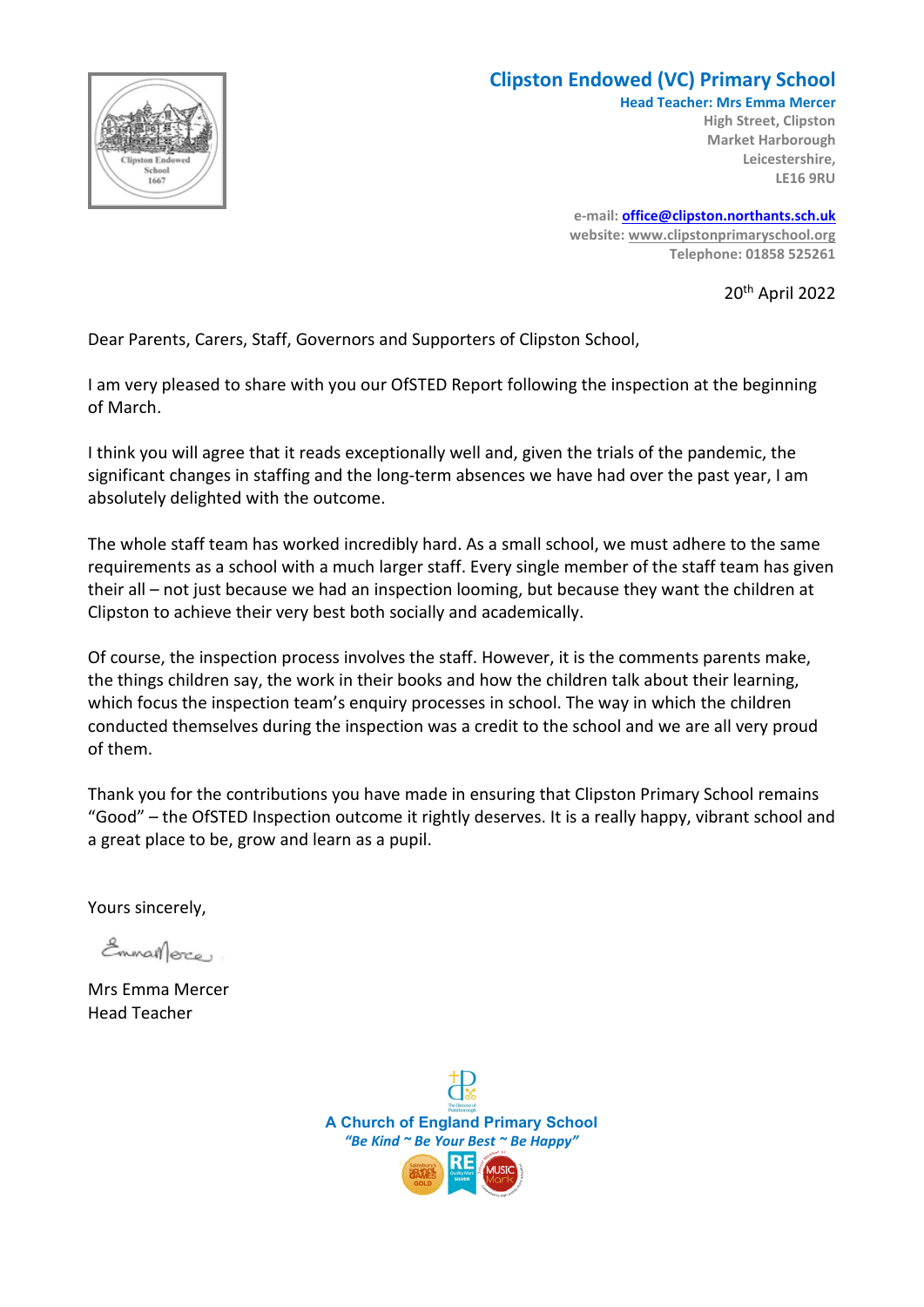# Clipston Endowed (VC) Primary School

**Head Teacher: Mrs Emma Mercer**
High Street, Clipston
Market Harborough
Leicestershire,
LE16 9RU

e-mail: office@clipston.northants.sch.uk
website: www.clipstonprimaryschool.org
Telephone: 01858 525261

20th April 2022

Dear Parents, Carers, Staff, Governors and Supporters of Clipston School,

I am very pleased to share with you our OfSTED Report following the inspection at the beginning of March.

I think you will agree that it reads exceptionally well and, given the trials of the pandemic, the significant changes in staffing and the long-term absences we have had over the past year, I am absolutely delighted with the outcome.

The whole staff team has worked incredibly hard. As a small school, we must adhere to the same requirements as a school with a much larger staff. Every single member of the staff team has given their all – not just because we had an inspection looming, but because they want the children at Clipston to achieve their very best both socially and academically.

Of course, the inspection process involves the staff. However, it is the comments parents make, the things children say, the work in their books and how the children talk about their learning, which focus the inspection team's enquiry processes in school. The way in which the children conducted themselves during the inspection was a credit to the school and we are all very proud of them.

Thank you for the contributions you have made in ensuring that Clipston Primary School remains "Good" – the OfSTED Inspection outcome it rightly deserves. It is a really happy, vibrant school and a great place to be, grow and learn as a pupil.

Yours sincerely,

Mrs Emma Mercer
Head Teacher

**A Church of England Primary School**
*"Be Kind ~ Be Your Best ~ Be Happy"*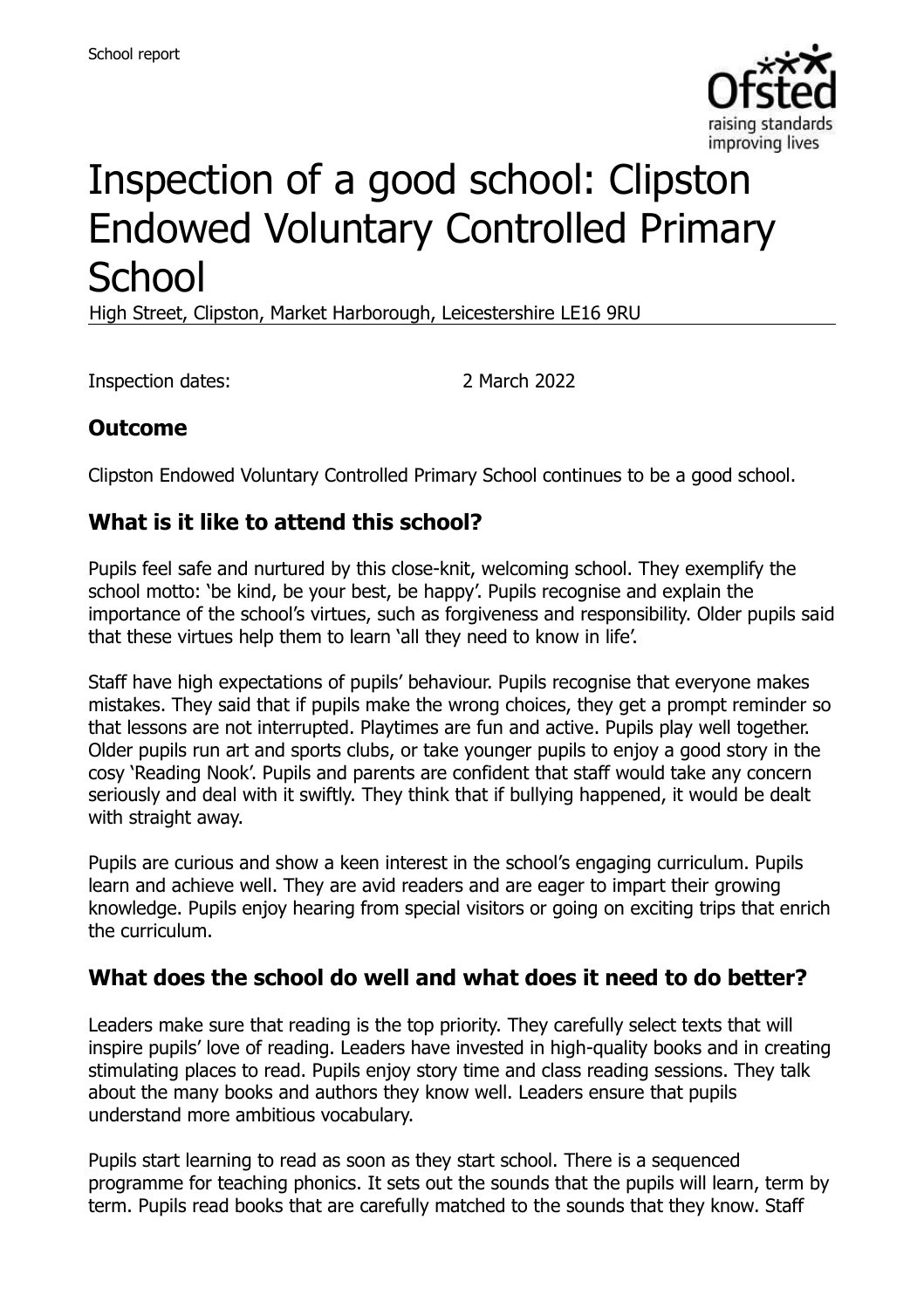# Inspection of a good school: Clipston Endowed Voluntary Controlled Primary School

High Street, Clipston, Market Harborough, Leicestershire LE16 9RU

Inspection dates: 2 March 2022

## Outcome

Clipston Endowed Voluntary Controlled Primary School continues to be a good school.

## What is it like to attend this school?

Pupils feel safe and nurtured by this close-knit, welcoming school. They exemplify the school motto: 'be kind, be your best, be happy'. Pupils recognise and explain the importance of the school's virtues, such as forgiveness and responsibility. Older pupils said that these virtues help them to learn 'all they need to know in life'.

Staff have high expectations of pupils' behaviour. Pupils recognise that everyone makes mistakes. They said that if pupils make the wrong choices, they get a prompt reminder so that lessons are not interrupted. Playtimes are fun and active. Pupils play well together. Older pupils run art and sports clubs, or take younger pupils to enjoy a good story in the cosy 'Reading Nook'. Pupils and parents are confident that staff would take any concern seriously and deal with it swiftly. They think that if bullying happened, it would be dealt with straight away.

Pupils are curious and show a keen interest in the school's engaging curriculum. Pupils learn and achieve well. They are avid readers and are eager to impart their growing knowledge. Pupils enjoy hearing from special visitors or going on exciting trips that enrich the curriculum.

## What does the school do well and what does it need to do better?

Leaders make sure that reading is the top priority. They carefully select texts that will inspire pupils' love of reading. Leaders have invested in high-quality books and in creating stimulating places to read. Pupils enjoy story time and class reading sessions. They talk about the many books and authors they know well. Leaders ensure that pupils understand more ambitious vocabulary.

Pupils start learning to read as soon as they start school. There is a sequenced programme for teaching phonics. It sets out the sounds that the pupils will learn, term by term. Pupils read books that are carefully matched to the sounds that they know. Staff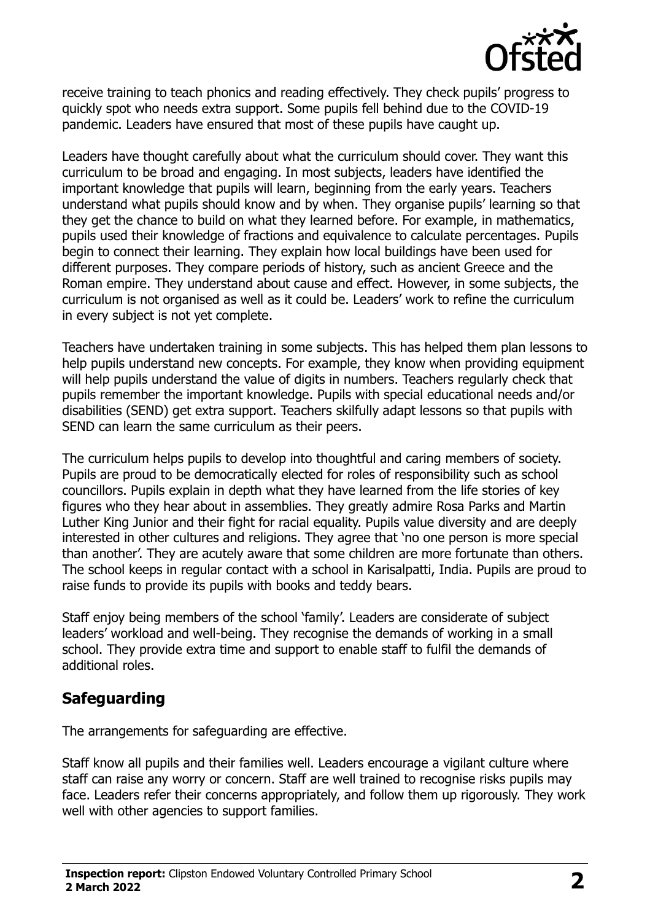receive training to teach phonics and reading effectively. They check pupils' progress to quickly spot who needs extra support. Some pupils fell behind due to the COVID-19 pandemic. Leaders have ensured that most of these pupils have caught up.

Leaders have thought carefully about what the curriculum should cover. They want this curriculum to be broad and engaging. In most subjects, leaders have identified the important knowledge that pupils will learn, beginning from the early years. Teachers understand what pupils should know and by when. They organise pupils' learning so that they get the chance to build on what they learned before. For example, in mathematics, pupils used their knowledge of fractions and equivalence to calculate percentages. Pupils begin to connect their learning. They explain how local buildings have been used for different purposes. They compare periods of history, such as ancient Greece and the Roman empire. They understand about cause and effect. However, in some subjects, the curriculum is not organised as well as it could be. Leaders' work to refine the curriculum in every subject is not yet complete.

Teachers have undertaken training in some subjects. This has helped them plan lessons to help pupils understand new concepts. For example, they know when providing equipment will help pupils understand the value of digits in numbers. Teachers regularly check that pupils remember the important knowledge. Pupils with special educational needs and/or disabilities (SEND) get extra support. Teachers skilfully adapt lessons so that pupils with SEND can learn the same curriculum as their peers.

The curriculum helps pupils to develop into thoughtful and caring members of society. Pupils are proud to be democratically elected for roles of responsibility such as school councillors. Pupils explain in depth what they have learned from the life stories of key figures who they hear about in assemblies. They greatly admire Rosa Parks and Martin Luther King Junior and their fight for racial equality. Pupils value diversity and are deeply interested in other cultures and religions. They agree that 'no one person is more special than another'. They are acutely aware that some children are more fortunate than others. The school keeps in regular contact with a school in Karisalpatti, India. Pupils are proud to raise funds to provide its pupils with books and teddy bears.

Staff enjoy being members of the school 'family'. Leaders are considerate of subject leaders' workload and well-being. They recognise the demands of working in a small school. They provide extra time and support to enable staff to fulfil the demands of additional roles.

## Safeguarding

The arrangements for safeguarding are effective.

Staff know all pupils and their families well. Leaders encourage a vigilant culture where staff can raise any worry or concern. Staff are well trained to recognise risks pupils may face. Leaders refer their concerns appropriately, and follow them up rigorously. They work well with other agencies to support families.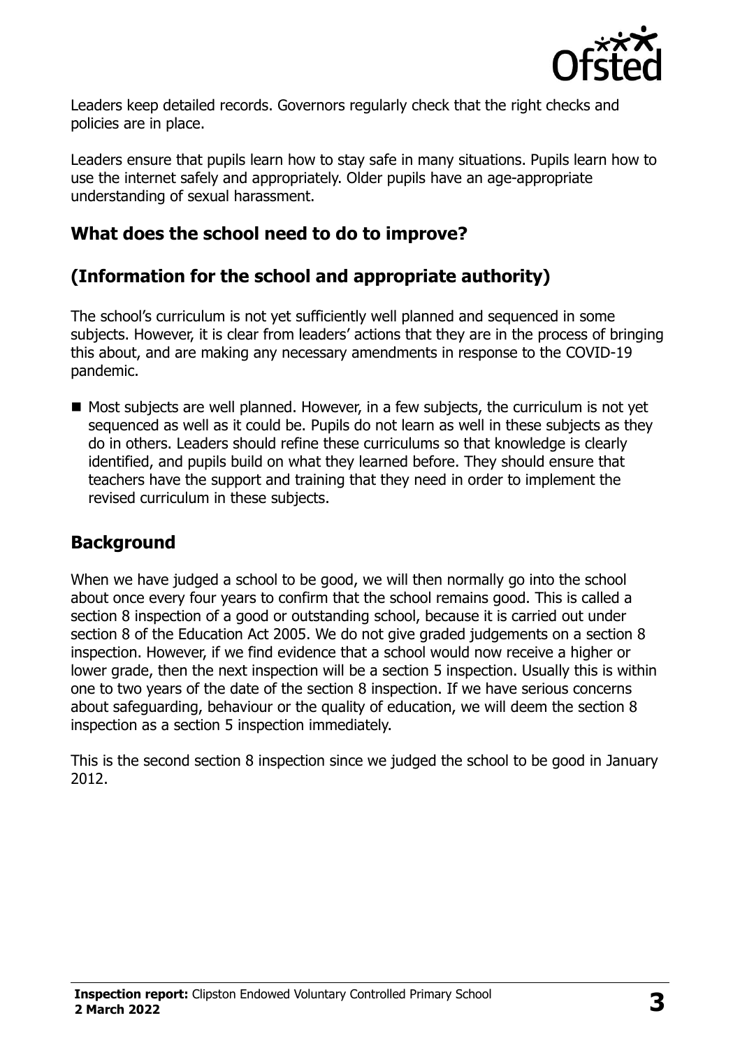Leaders keep detailed records. Governors regularly check that the right checks and policies are in place.

Leaders ensure that pupils learn how to stay safe in many situations. Pupils learn how to use the internet safely and appropriately. Older pupils have an age-appropriate understanding of sexual harassment.

## What does the school need to do to improve?

## (Information for the school and appropriate authority)

The school's curriculum is not yet sufficiently well planned and sequenced in some subjects. However, it is clear from leaders' actions that they are in the process of bringing this about, and are making any necessary amendments in response to the COVID-19 pandemic.

- Most subjects are well planned. However, in a few subjects, the curriculum is not yet sequenced as well as it could be. Pupils do not learn as well in these subjects as they do in others. Leaders should refine these curriculums so that knowledge is clearly identified, and pupils build on what they learned before. They should ensure that teachers have the support and training that they need in order to implement the revised curriculum in these subjects.

## Background

When we have judged a school to be good, we will then normally go into the school about once every four years to confirm that the school remains good. This is called a section 8 inspection of a good or outstanding school, because it is carried out under section 8 of the Education Act 2005. We do not give graded judgements on a section 8 inspection. However, if we find evidence that a school would now receive a higher or lower grade, then the next inspection will be a section 5 inspection. Usually this is within one to two years of the date of the section 8 inspection. If we have serious concerns about safeguarding, behaviour or the quality of education, we will deem the section 8 inspection as a section 5 inspection immediately.

This is the second section 8 inspection since we judged the school to be good in January 2012.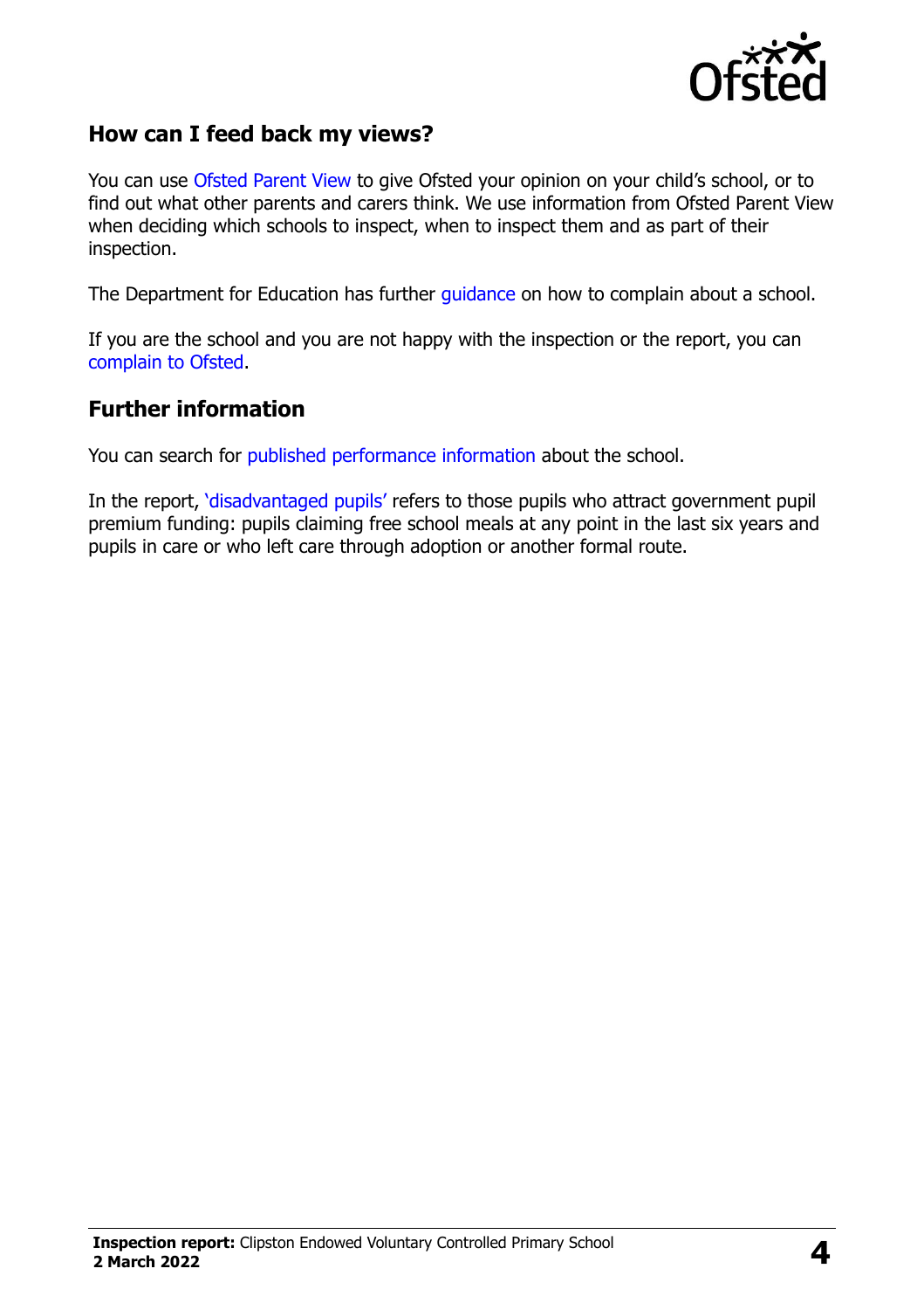## How can I feed back my views?

You can use Ofsted Parent View to give Ofsted your opinion on your child's school, or to find out what other parents and carers think. We use information from Ofsted Parent View when deciding which schools to inspect, when to inspect them and as part of their inspection.

The Department for Education has further guidance on how to complain about a school.

If you are the school and you are not happy with the inspection or the report, you can complain to Ofsted.

## Further information

You can search for published performance information about the school.

In the report, 'disadvantaged pupils' refers to those pupils who attract government pupil premium funding: pupils claiming free school meals at any point in the last six years and pupils in care or who left care through adoption or another formal route.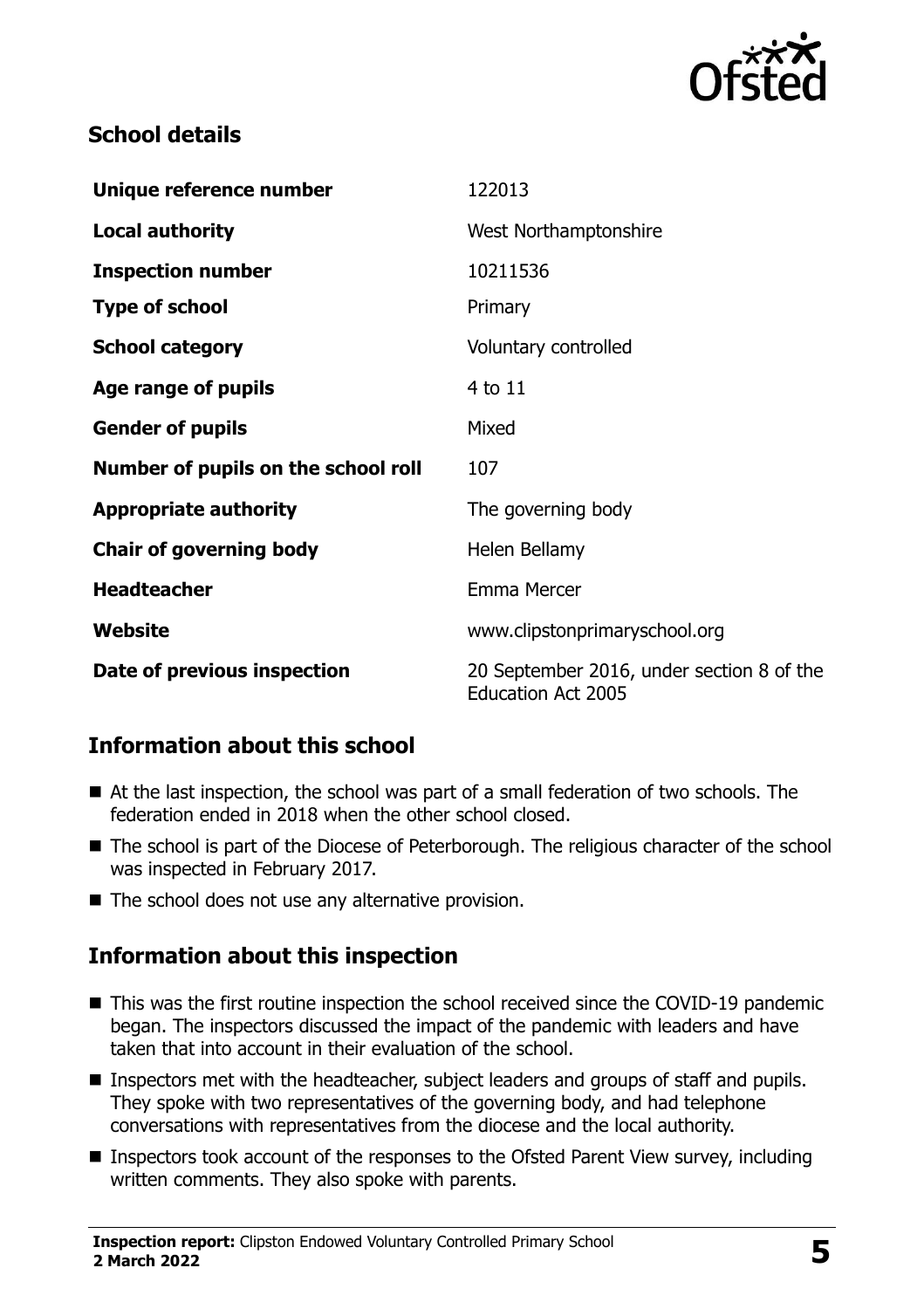## School details

| | |
|---|---|
| **Unique reference number** | 122013 |
| **Local authority** | West Northamptonshire |
| **Inspection number** | 10211536 |
| **Type of school** | Primary |
| **School category** | Voluntary controlled |
| **Age range of pupils** | 4 to 11 |
| **Gender of pupils** | Mixed |
| **Number of pupils on the school roll** | 107 |
| **Appropriate authority** | The governing body |
| **Chair of governing body** | Helen Bellamy |
| **Headteacher** | Emma Mercer |
| **Website** | www.clipstonprimaryschool.org |
| **Date of previous inspection** | 20 September 2016, under section 8 of the Education Act 2005 |

## Information about this school

- At the last inspection, the school was part of a small federation of two schools. The federation ended in 2018 when the other school closed.
- The school is part of the Diocese of Peterborough. The religious character of the school was inspected in February 2017.
- The school does not use any alternative provision.

## Information about this inspection

- This was the first routine inspection the school received since the COVID-19 pandemic began. The inspectors discussed the impact of the pandemic with leaders and have taken that into account in their evaluation of the school.
- Inspectors met with the headteacher, subject leaders and groups of staff and pupils. They spoke with two representatives of the governing body, and had telephone conversations with representatives from the diocese and the local authority.
- Inspectors took account of the responses to the Ofsted Parent View survey, including written comments. They also spoke with parents.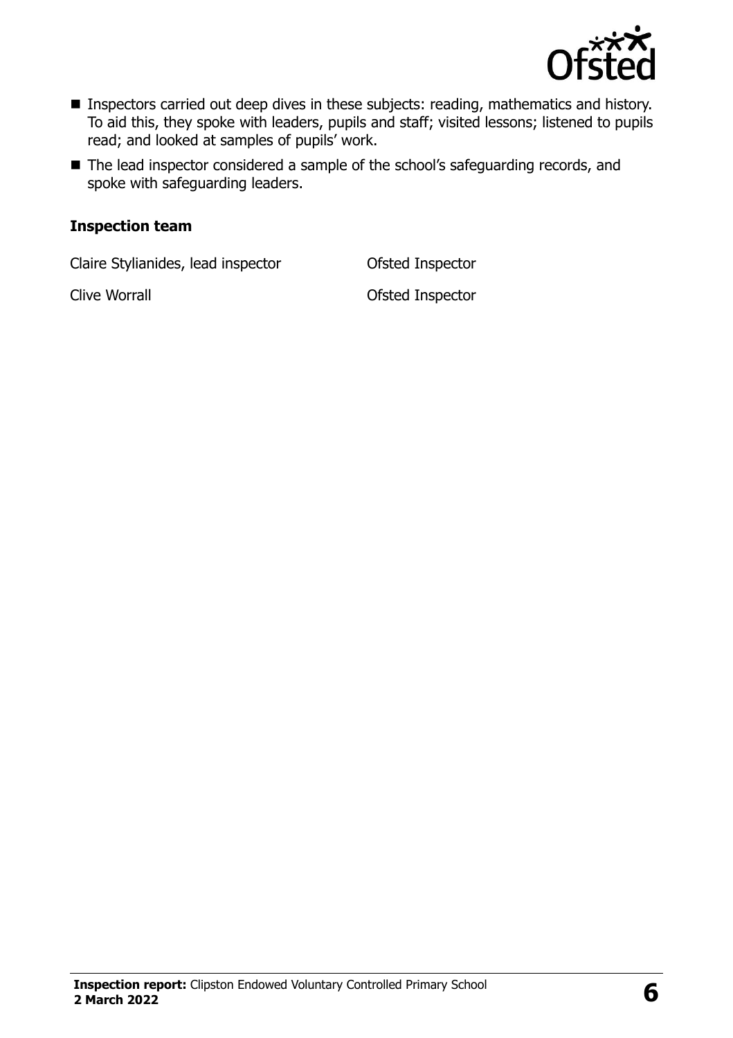- Inspectors carried out deep dives in these subjects: reading, mathematics and history. To aid this, they spoke with leaders, pupils and staff; visited lessons; listened to pupils read; and looked at samples of pupils' work.
- The lead inspector considered a sample of the school's safeguarding records, and spoke with safeguarding leaders.

### Inspection team

| | |
|---|---|
| Claire Stylianides, lead inspector | Ofsted Inspector |
| Clive Worrall | Ofsted Inspector |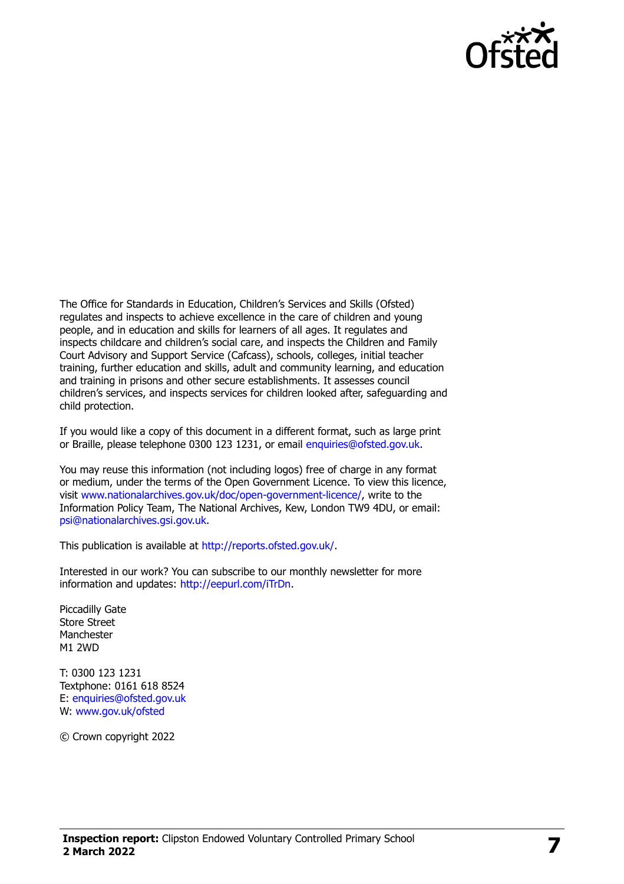The Office for Standards in Education, Children's Services and Skills (Ofsted) regulates and inspects to achieve excellence in the care of children and young people, and in education and skills for learners of all ages. It regulates and inspects childcare and children's social care, and inspects the Children and Family Court Advisory and Support Service (Cafcass), schools, colleges, initial teacher training, further education and skills, adult and community learning, and education and training in prisons and other secure establishments. It assesses council children's services, and inspects services for children looked after, safeguarding and child protection.

If you would like a copy of this document in a different format, such as large print or Braille, please telephone 0300 123 1231, or email enquiries@ofsted.gov.uk.

You may reuse this information (not including logos) free of charge in any format or medium, under the terms of the Open Government Licence. To view this licence, visit www.nationalarchives.gov.uk/doc/open-government-licence/, write to the Information Policy Team, The National Archives, Kew, London TW9 4DU, or email: psi@nationalarchives.gsi.gov.uk.

This publication is available at http://reports.ofsted.gov.uk/.

Interested in our work? You can subscribe to our monthly newsletter for more information and updates: http://eepurl.com/iTrDn.

Piccadilly Gate
Store Street
Manchester
M1 2WD

T: 0300 123 1231
Textphone: 0161 618 8524
E: enquiries@ofsted.gov.uk
W: www.gov.uk/ofsted

© Crown copyright 2022